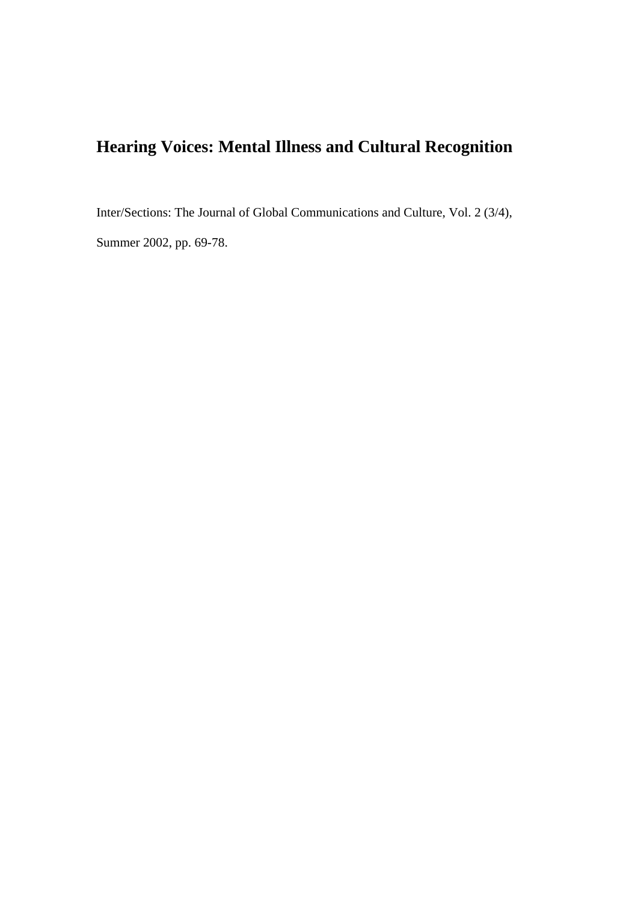# Hearing Voices: Mental Illness and Cultural Recognition

Inter/Sections: The Journal of Global Communications and Culture, Vol. 2 (3/4), Summer 2002, pp. 69-78.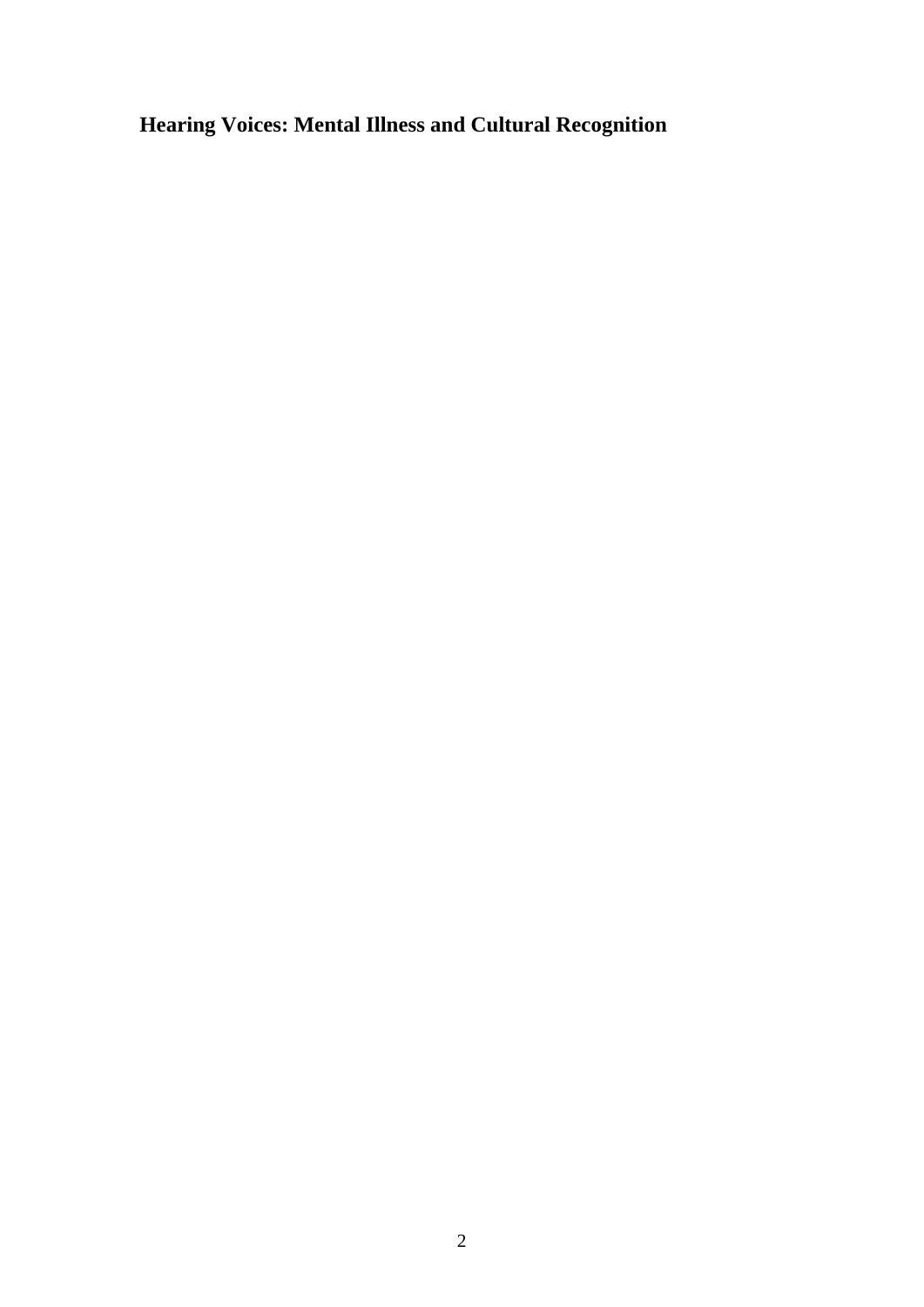# Hearing Voices: Mental Illness and Cultural Recognition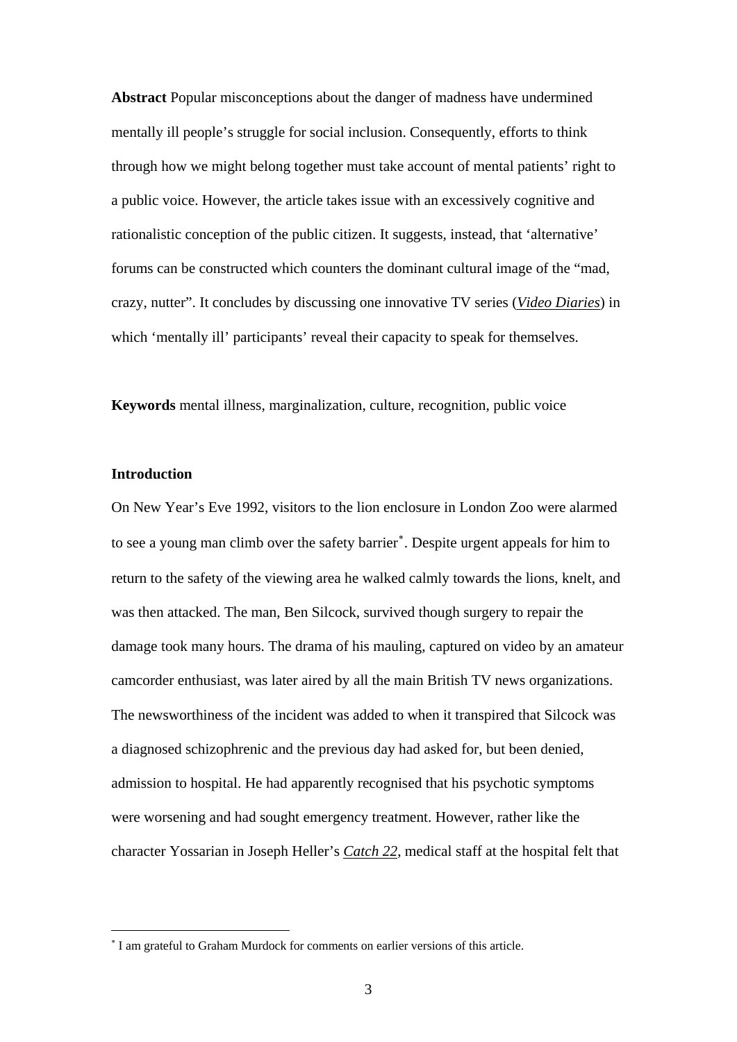**Abstract** Popular misconceptions about the danger of madness have undermined mentally ill people's struggle for social inclusion. Consequently, efforts to think through how we might belong together must take account of mental patients' right to a public voice. However, the article takes issue with an excessively cognitive and rationalistic conception of the public citizen. It suggests, instead, that 'alternative' forums can be constructed which counters the dominant cultural image of the "mad, crazy, nutter". It concludes by discussing one innovative TV series (*Video Diaries*) in which 'mentally ill' participants' reveal their capacity to speak for themselves.

**Keywords** mental illness, marginalization, culture, recognition, public voice

**Introduction**

On New Year's Eve 1992, visitors to the lion enclosure in London Zoo were alarmed to see a young man climb over the safety barrier[*]. Despite urgent appeals for him to return to the safety of the viewing area he walked calmly towards the lions, knelt, and was then attacked. The man, Ben Silcock, survived though surgery to repair the damage took many hours. The drama of his mauling, captured on video by an amateur camcorder enthusiast, was later aired by all the main British TV news organizations. The newsworthiness of the incident was added to when it transpired that Silcock was a diagnosed schizophrenic and the previous day had asked for, but been denied, admission to hospital. He had apparently recognised that his psychotic symptoms were worsening and had sought emergency treatment. However, rather like the character Yossarian in Joseph Heller's *Catch 22*, medical staff at the hospital felt that

---

[*] I am grateful to Graham Murdock for comments on earlier versions of this article.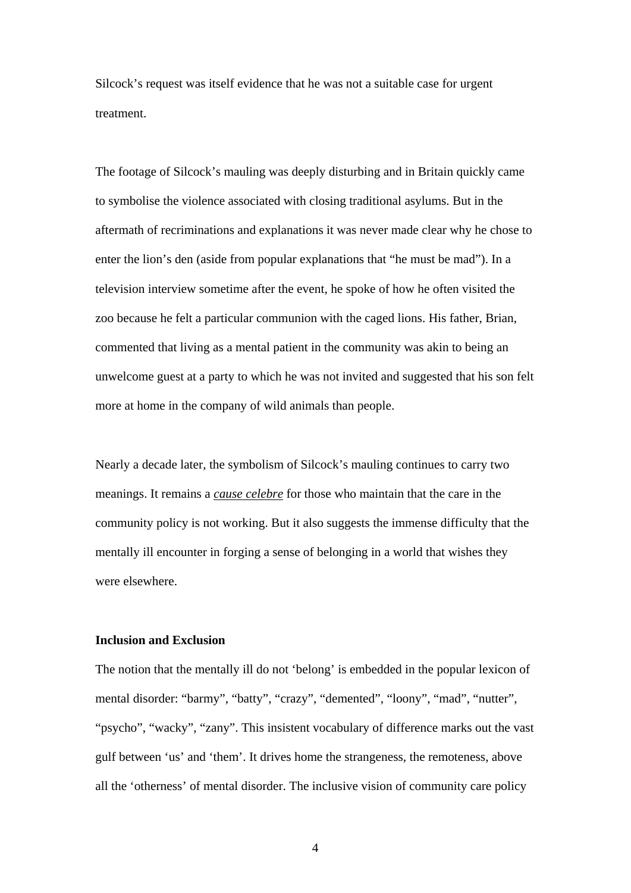Silcock's request was itself evidence that he was not a suitable case for urgent treatment.

The footage of Silcock's mauling was deeply disturbing and in Britain quickly came to symbolise the violence associated with closing traditional asylums. But in the aftermath of recriminations and explanations it was never made clear why he chose to enter the lion's den (aside from popular explanations that "he must be mad"). In a television interview sometime after the event, he spoke of how he often visited the zoo because he felt a particular communion with the caged lions. His father, Brian, commented that living as a mental patient in the community was akin to being an unwelcome guest at a party to which he was not invited and suggested that his son felt more at home in the company of wild animals than people.

Nearly a decade later, the symbolism of Silcock's mauling continues to carry two meanings. It remains a *cause celebre* for those who maintain that the care in the community policy is not working. But it also suggests the immense difficulty that the mentally ill encounter in forging a sense of belonging in a world that wishes they were elsewhere.

**Inclusion and Exclusion**

The notion that the mentally ill do not 'belong' is embedded in the popular lexicon of mental disorder: "barmy", "batty", "crazy", "demented", "loony", "mad", "nutter", "psycho", "wacky", "zany". This insistent vocabulary of difference marks out the vast gulf between 'us' and 'them'. It drives home the strangeness, the remoteness, above all the 'otherness' of mental disorder. The inclusive vision of community care policy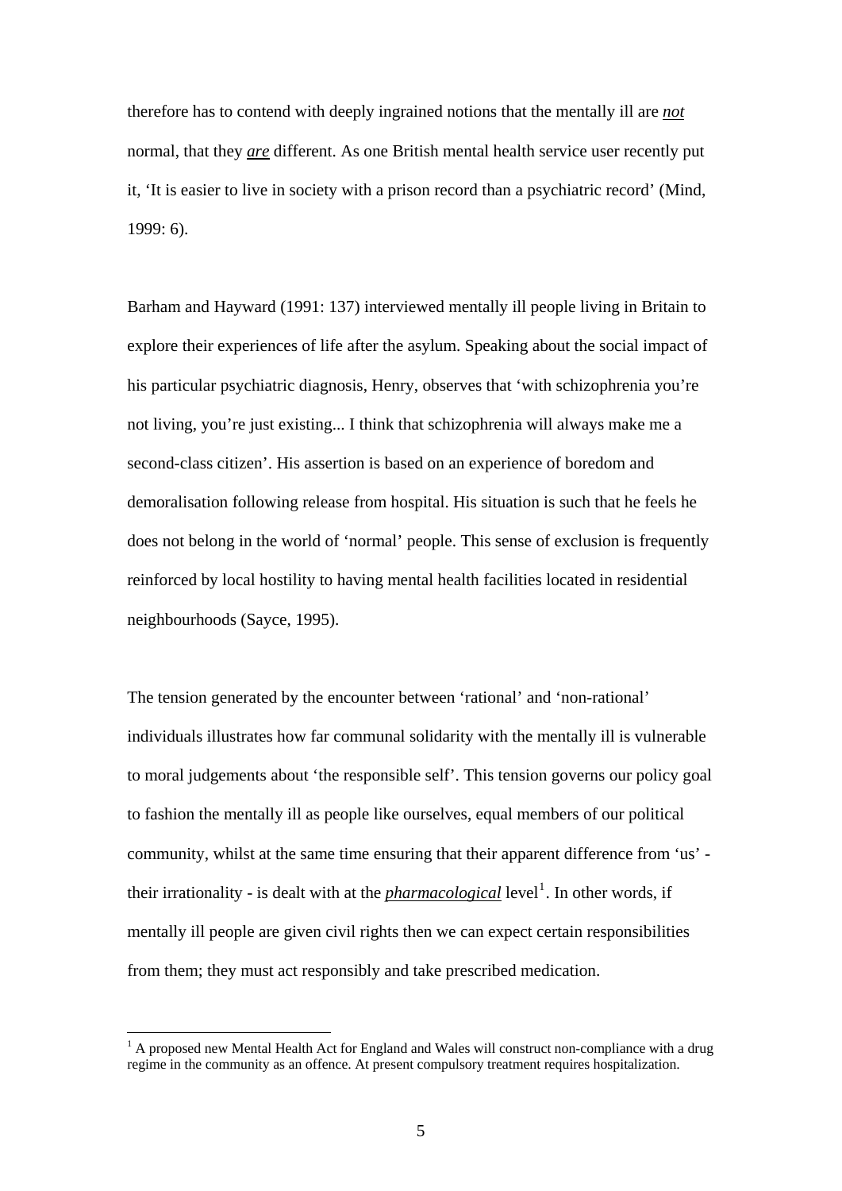therefore has to contend with deeply ingrained notions that the mentally ill are ***not*** normal, that they ***are*** different. As one British mental health service user recently put it, 'It is easier to live in society with a prison record than a psychiatric record' (Mind, 1999: 6).

Barham and Hayward (1991: 137) interviewed mentally ill people living in Britain to explore their experiences of life after the asylum. Speaking about the social impact of his particular psychiatric diagnosis, Henry, observes that 'with schizophrenia you're not living, you're just existing... I think that schizophrenia will always make me a second-class citizen'. His assertion is based on an experience of boredom and demoralisation following release from hospital. His situation is such that he feels he does not belong in the world of 'normal' people. This sense of exclusion is frequently reinforced by local hostility to having mental health facilities located in residential neighbourhoods (Sayce, 1995).

The tension generated by the encounter between 'rational' and 'non-rational' individuals illustrates how far communal solidarity with the mentally ill is vulnerable to moral judgements about 'the responsible self'. This tension governs our policy goal to fashion the mentally ill as people like ourselves, equal members of our political community, whilst at the same time ensuring that their apparent difference from 'us' - their irrationality - is dealt with at the ***pharmacological*** level[1]. In other words, if mentally ill people are given civil rights then we can expect certain responsibilities from them; they must act responsibly and take prescribed medication.

---

[1] A proposed new Mental Health Act for England and Wales will construct non-compliance with a drug regime in the community as an offence. At present compulsory treatment requires hospitalization.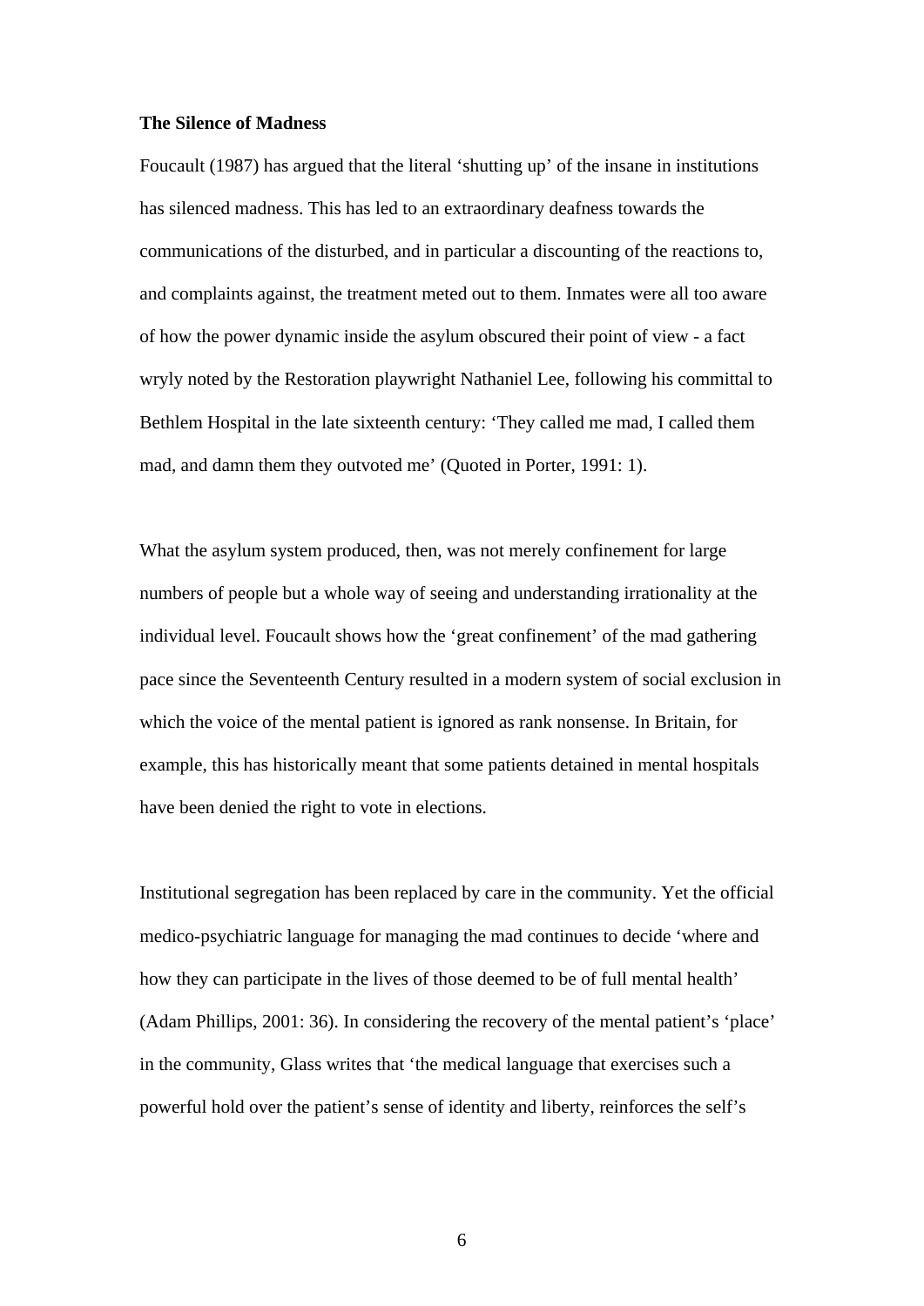**The Silence of Madness**

Foucault (1987) has argued that the literal 'shutting up' of the insane in institutions has silenced madness. This has led to an extraordinary deafness towards the communications of the disturbed, and in particular a discounting of the reactions to, and complaints against, the treatment meted out to them. Inmates were all too aware of how the power dynamic inside the asylum obscured their point of view - a fact wryly noted by the Restoration playwright Nathaniel Lee, following his committal to Bethlem Hospital in the late sixteenth century: 'They called me mad, I called them mad, and damn them they outvoted me' (Quoted in Porter, 1991: 1).

What the asylum system produced, then, was not merely confinement for large numbers of people but a whole way of seeing and understanding irrationality at the individual level. Foucault shows how the 'great confinement' of the mad gathering pace since the Seventeenth Century resulted in a modern system of social exclusion in which the voice of the mental patient is ignored as rank nonsense. In Britain, for example, this has historically meant that some patients detained in mental hospitals have been denied the right to vote in elections.

Institutional segregation has been replaced by care in the community. Yet the official medico-psychiatric language for managing the mad continues to decide 'where and how they can participate in the lives of those deemed to be of full mental health' (Adam Phillips, 2001: 36). In considering the recovery of the mental patient's 'place' in the community, Glass writes that 'the medical language that exercises such a powerful hold over the patient's sense of identity and liberty, reinforces the self's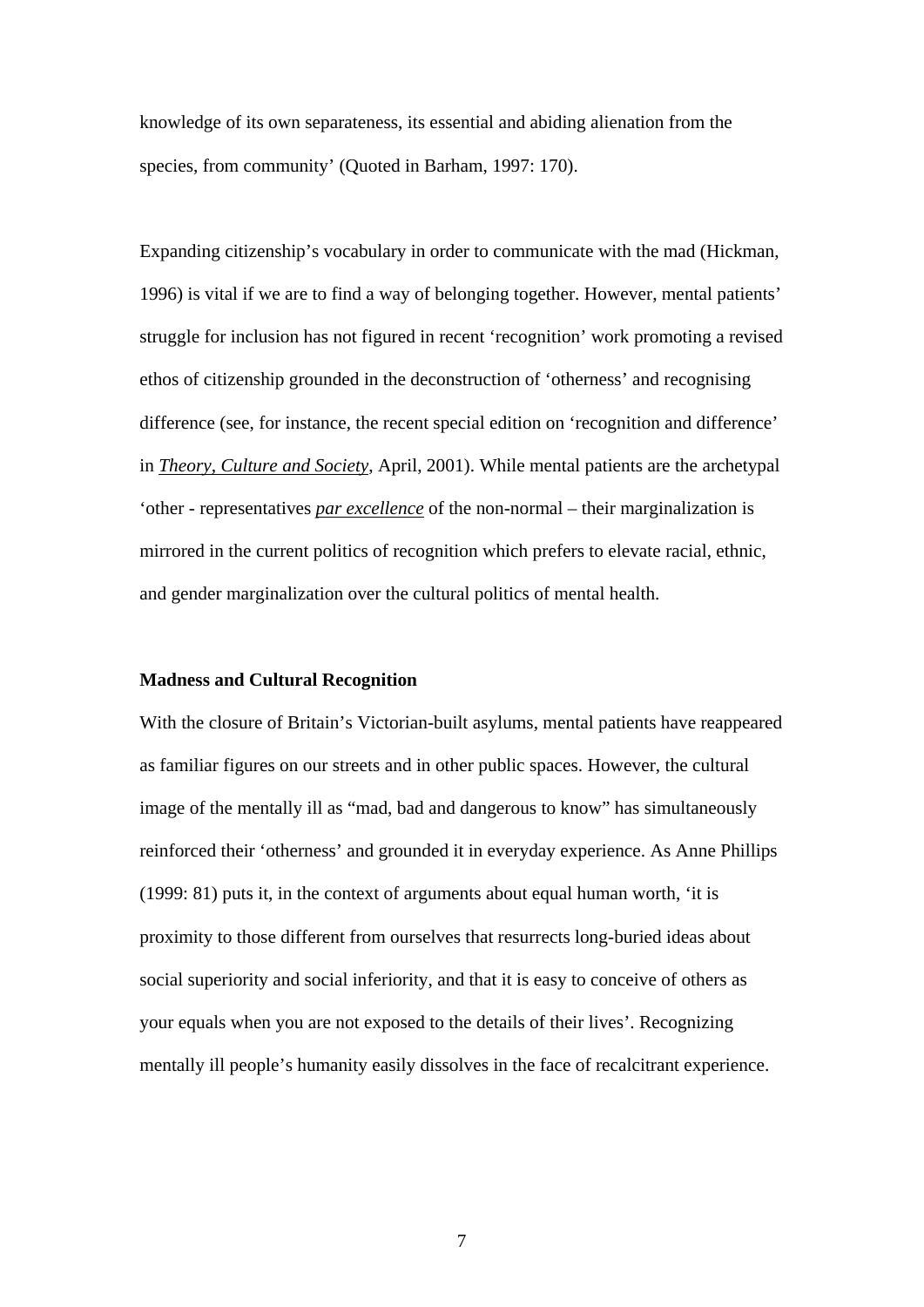knowledge of its own separateness, its essential and abiding alienation from the species, from community' (Quoted in Barham, 1997: 170).

Expanding citizenship's vocabulary in order to communicate with the mad (Hickman, 1996) is vital if we are to find a way of belonging together. However, mental patients' struggle for inclusion has not figured in recent 'recognition' work promoting a revised ethos of citizenship grounded in the deconstruction of 'otherness' and recognising difference (see, for instance, the recent special edition on 'recognition and difference' in *Theory, Culture and Society*, April, 2001). While mental patients are the archetypal 'other - representatives *par excellence* of the non-normal – their marginalization is mirrored in the current politics of recognition which prefers to elevate racial, ethnic, and gender marginalization over the cultural politics of mental health.

**Madness and Cultural Recognition**

With the closure of Britain's Victorian-built asylums, mental patients have reappeared as familiar figures on our streets and in other public spaces. However, the cultural image of the mentally ill as "mad, bad and dangerous to know" has simultaneously reinforced their 'otherness' and grounded it in everyday experience. As Anne Phillips (1999: 81) puts it, in the context of arguments about equal human worth, 'it is proximity to those different from ourselves that resurrects long-buried ideas about social superiority and social inferiority, and that it is easy to conceive of others as your equals when you are not exposed to the details of their lives'. Recognizing mentally ill people's humanity easily dissolves in the face of recalcitrant experience.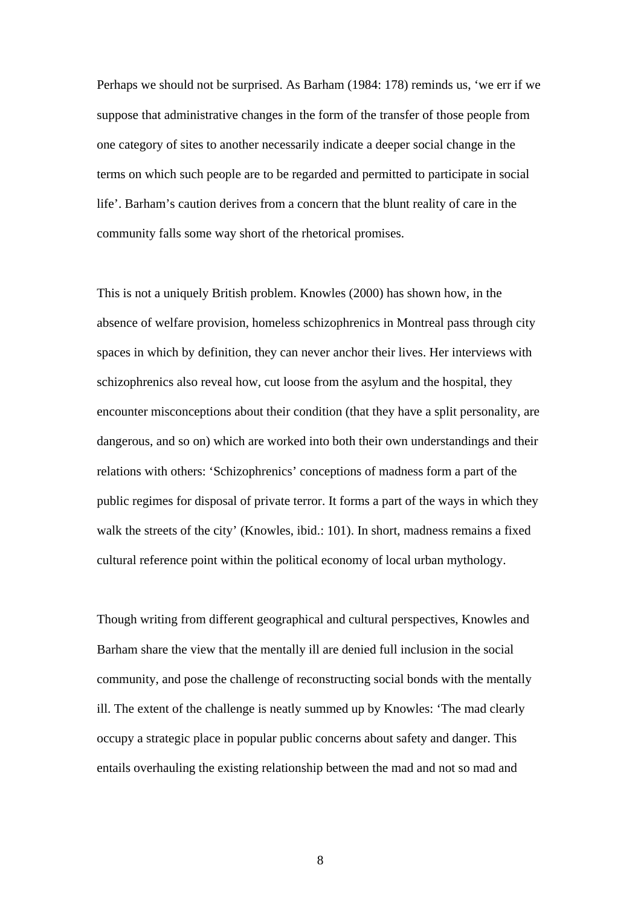Perhaps we should not be surprised. As Barham (1984: 178) reminds us, 'we err if we suppose that administrative changes in the form of the transfer of those people from one category of sites to another necessarily indicate a deeper social change in the terms on which such people are to be regarded and permitted to participate in social life'. Barham's caution derives from a concern that the blunt reality of care in the community falls some way short of the rhetorical promises.

This is not a uniquely British problem. Knowles (2000) has shown how, in the absence of welfare provision, homeless schizophrenics in Montreal pass through city spaces in which by definition, they can never anchor their lives. Her interviews with schizophrenics also reveal how, cut loose from the asylum and the hospital, they encounter misconceptions about their condition (that they have a split personality, are dangerous, and so on) which are worked into both their own understandings and their relations with others: 'Schizophrenics' conceptions of madness form a part of the public regimes for disposal of private terror. It forms a part of the ways in which they walk the streets of the city' (Knowles, ibid.: 101). In short, madness remains a fixed cultural reference point within the political economy of local urban mythology.

Though writing from different geographical and cultural perspectives, Knowles and Barham share the view that the mentally ill are denied full inclusion in the social community, and pose the challenge of reconstructing social bonds with the mentally ill. The extent of the challenge is neatly summed up by Knowles: 'The mad clearly occupy a strategic place in popular public concerns about safety and danger. This entails overhauling the existing relationship between the mad and not so mad and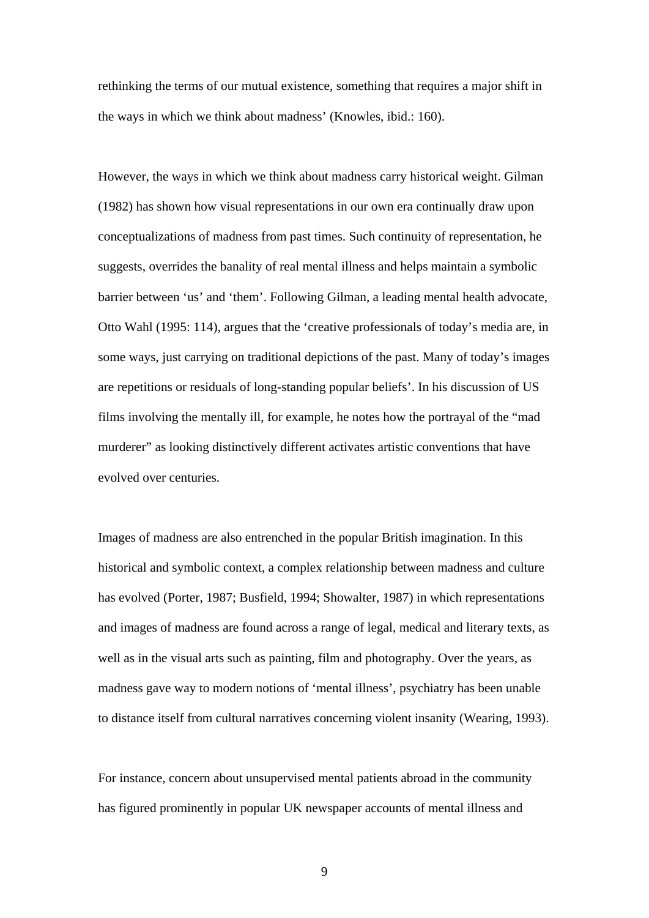rethinking the terms of our mutual existence, something that requires a major shift in the ways in which we think about madness' (Knowles, ibid.: 160).

However, the ways in which we think about madness carry historical weight. Gilman (1982) has shown how visual representations in our own era continually draw upon conceptualizations of madness from past times. Such continuity of representation, he suggests, overrides the banality of real mental illness and helps maintain a symbolic barrier between 'us' and 'them'. Following Gilman, a leading mental health advocate, Otto Wahl (1995: 114), argues that the 'creative professionals of today's media are, in some ways, just carrying on traditional depictions of the past. Many of today's images are repetitions or residuals of long-standing popular beliefs'. In his discussion of US films involving the mentally ill, for example, he notes how the portrayal of the "mad murderer" as looking distinctively different activates artistic conventions that have evolved over centuries.

Images of madness are also entrenched in the popular British imagination. In this historical and symbolic context, a complex relationship between madness and culture has evolved (Porter, 1987; Busfield, 1994; Showalter, 1987) in which representations and images of madness are found across a range of legal, medical and literary texts, as well as in the visual arts such as painting, film and photography. Over the years, as madness gave way to modern notions of 'mental illness', psychiatry has been unable to distance itself from cultural narratives concerning violent insanity (Wearing, 1993).

For instance, concern about unsupervised mental patients abroad in the community has figured prominently in popular UK newspaper accounts of mental illness and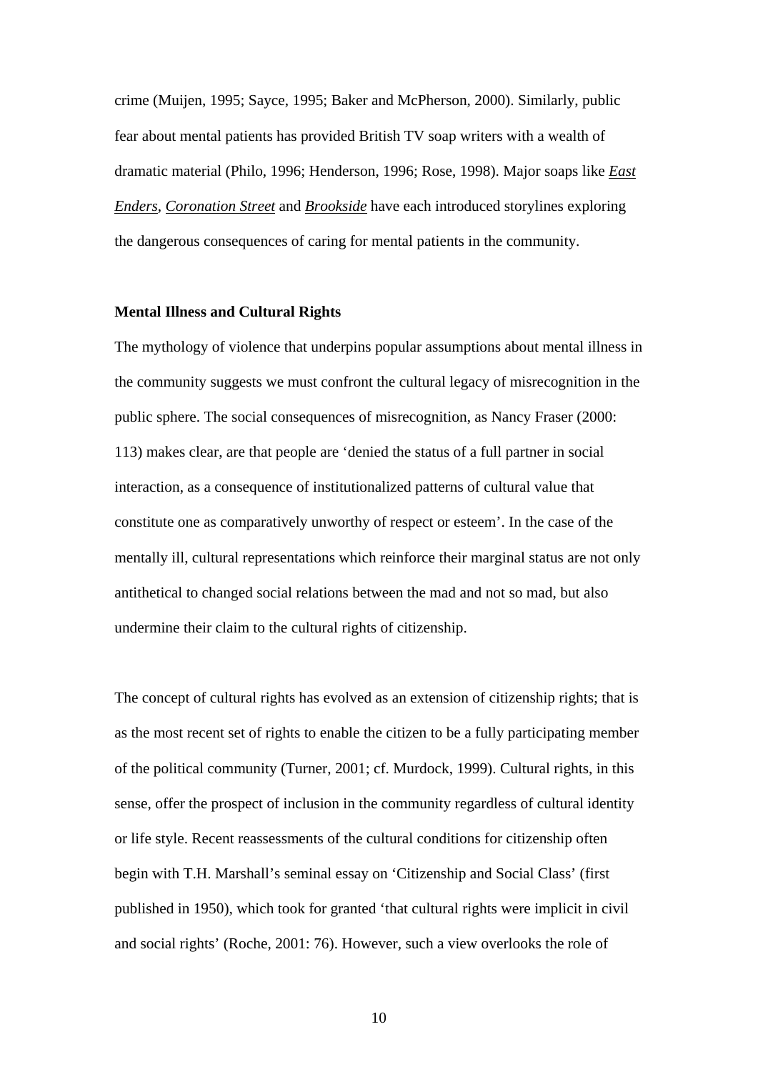crime (Muijen, 1995; Sayce, 1995; Baker and McPherson, 2000). Similarly, public fear about mental patients has provided British TV soap writers with a wealth of dramatic material (Philo, 1996; Henderson, 1996; Rose, 1998). Major soaps like *East Enders*, *Coronation Street* and *Brookside* have each introduced storylines exploring the dangerous consequences of caring for mental patients in the community.

**Mental Illness and Cultural Rights**

The mythology of violence that underpins popular assumptions about mental illness in the community suggests we must confront the cultural legacy of misrecognition in the public sphere. The social consequences of misrecognition, as Nancy Fraser (2000: 113) makes clear, are that people are 'denied the status of a full partner in social interaction, as a consequence of institutionalized patterns of cultural value that constitute one as comparatively unworthy of respect or esteem'. In the case of the mentally ill, cultural representations which reinforce their marginal status are not only antithetical to changed social relations between the mad and not so mad, but also undermine their claim to the cultural rights of citizenship.

The concept of cultural rights has evolved as an extension of citizenship rights; that is as the most recent set of rights to enable the citizen to be a fully participating member of the political community (Turner, 2001; cf. Murdock, 1999). Cultural rights, in this sense, offer the prospect of inclusion in the community regardless of cultural identity or life style. Recent reassessments of the cultural conditions for citizenship often begin with T.H. Marshall's seminal essay on 'Citizenship and Social Class' (first published in 1950), which took for granted 'that cultural rights were implicit in civil and social rights' (Roche, 2001: 76). However, such a view overlooks the role of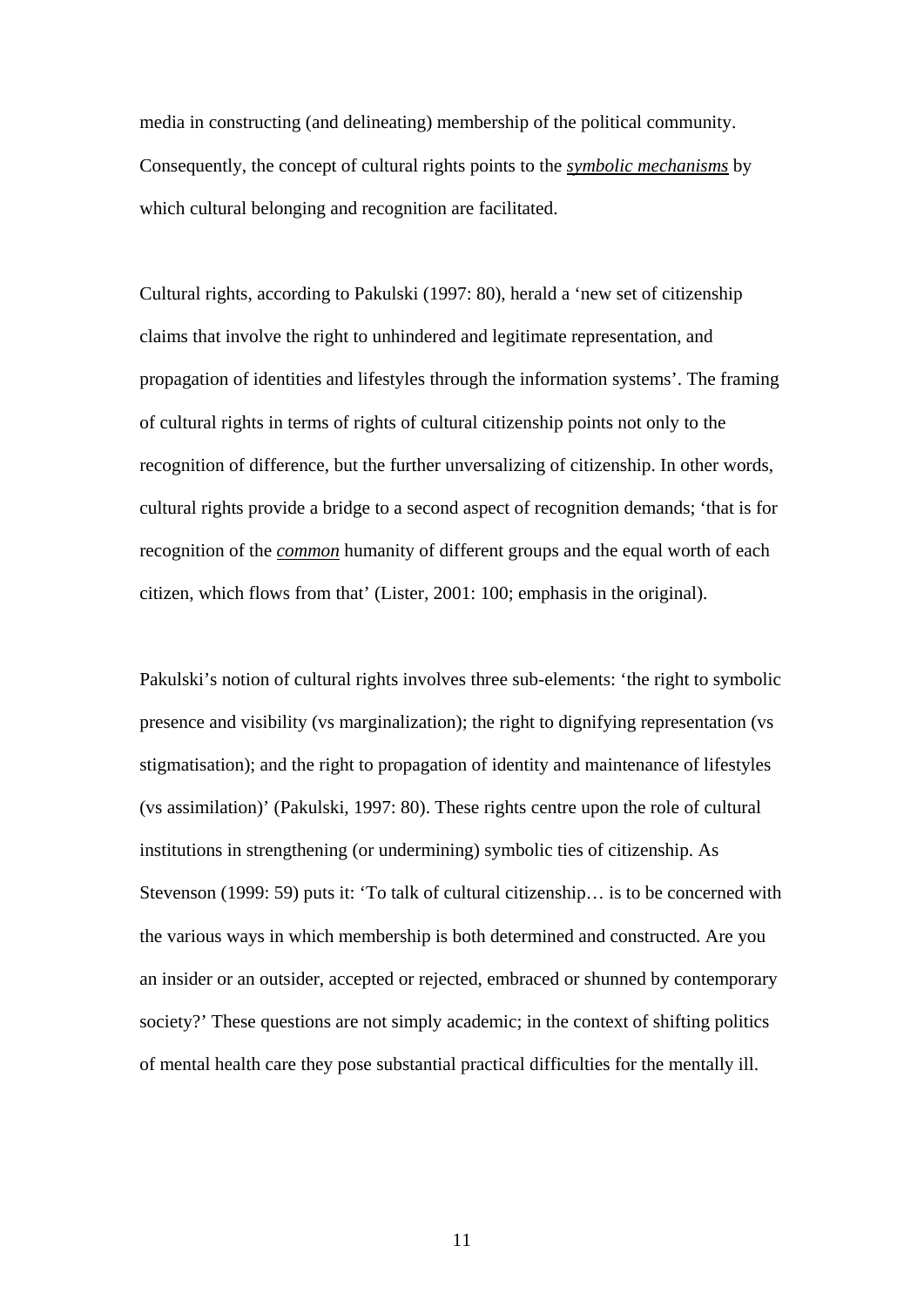media in constructing (and delineating) membership of the political community. Consequently, the concept of cultural rights points to the ***symbolic mechanisms*** by which cultural belonging and recognition are facilitated.

Cultural rights, according to Pakulski (1997: 80), herald a 'new set of citizenship claims that involve the right to unhindered and legitimate representation, and propagation of identities and lifestyles through the information systems'. The framing of cultural rights in terms of rights of cultural citizenship points not only to the recognition of difference, but the further unversalizing of citizenship. In other words, cultural rights provide a bridge to a second aspect of recognition demands; 'that is for recognition of the ***common*** humanity of different groups and the equal worth of each citizen, which flows from that' (Lister, 2001: 100; emphasis in the original).

Pakulski's notion of cultural rights involves three sub-elements: 'the right to symbolic presence and visibility (vs marginalization); the right to dignifying representation (vs stigmatisation); and the right to propagation of identity and maintenance of lifestyles (vs assimilation)' (Pakulski, 1997: 80). These rights centre upon the role of cultural institutions in strengthening (or undermining) symbolic ties of citizenship. As Stevenson (1999: 59) puts it: 'To talk of cultural citizenship… is to be concerned with the various ways in which membership is both determined and constructed. Are you an insider or an outsider, accepted or rejected, embraced or shunned by contemporary society?' These questions are not simply academic; in the context of shifting politics of mental health care they pose substantial practical difficulties for the mentally ill.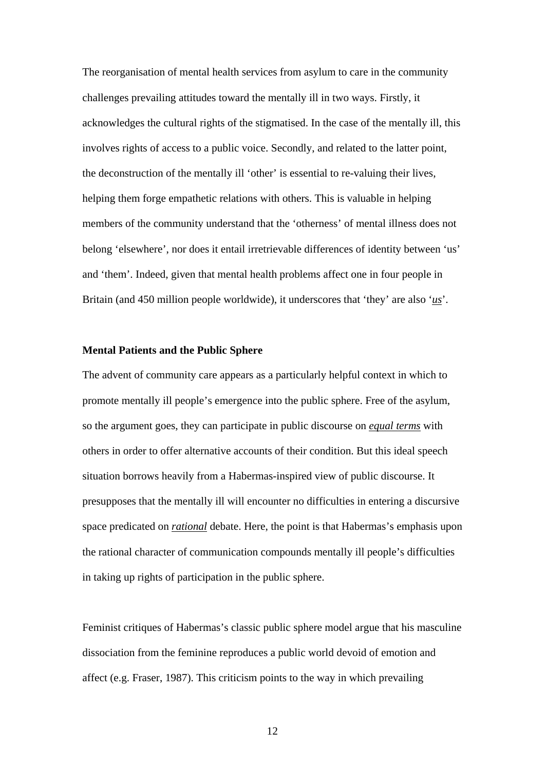The reorganisation of mental health services from asylum to care in the community challenges prevailing attitudes toward the mentally ill in two ways. Firstly, it acknowledges the cultural rights of the stigmatised. In the case of the mentally ill, this involves rights of access to a public voice. Secondly, and related to the latter point, the deconstruction of the mentally ill 'other' is essential to re-valuing their lives, helping them forge empathetic relations with others. This is valuable in helping members of the community understand that the 'otherness' of mental illness does not belong 'elsewhere', nor does it entail irretrievable differences of identity between 'us' and 'them'. Indeed, given that mental health problems affect one in four people in Britain (and 450 million people worldwide), it underscores that 'they' are also '<u>*us*</u>'.

**Mental Patients and the Public Sphere**

The advent of community care appears as a particularly helpful context in which to promote mentally ill people's emergence into the public sphere. Free of the asylum, so the argument goes, they can participate in public discourse on <u>*equal terms*</u> with others in order to offer alternative accounts of their condition. But this ideal speech situation borrows heavily from a Habermas-inspired view of public discourse. It presupposes that the mentally ill will encounter no difficulties in entering a discursive space predicated on <u>*rational*</u> debate. Here, the point is that Habermas's emphasis upon the rational character of communication compounds mentally ill people's difficulties in taking up rights of participation in the public sphere.

Feminist critiques of Habermas's classic public sphere model argue that his masculine dissociation from the feminine reproduces a public world devoid of emotion and affect (e.g. Fraser, 1987). This criticism points to the way in which prevailing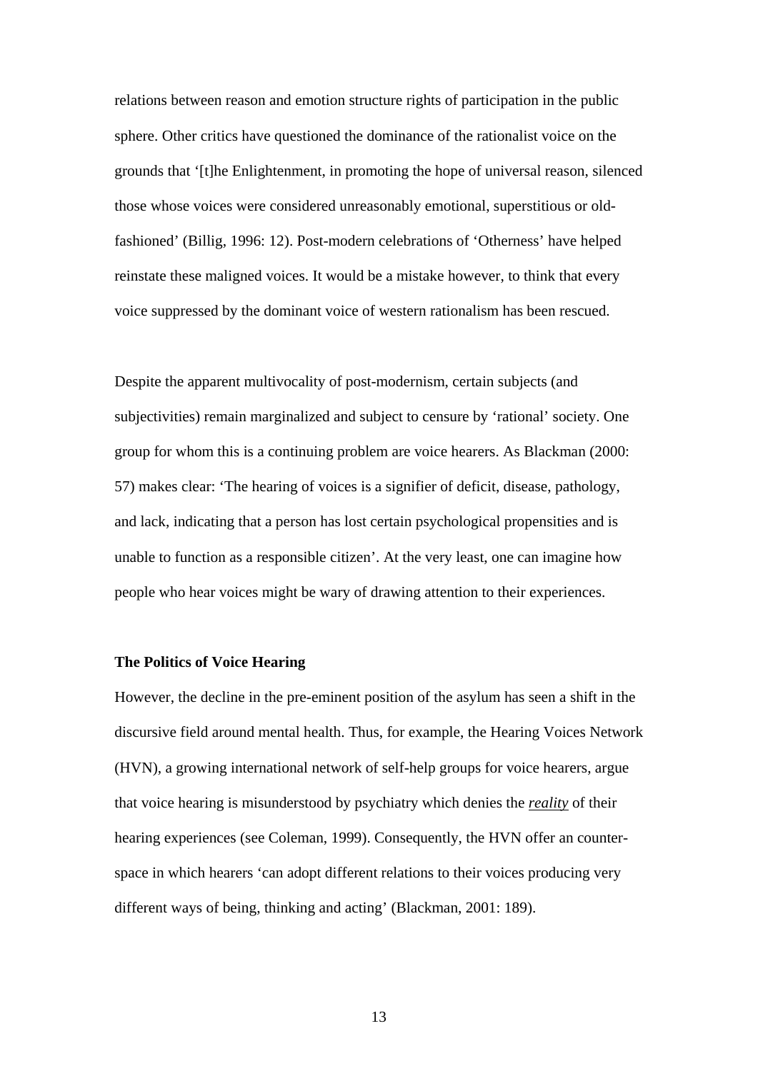relations between reason and emotion structure rights of participation in the public sphere. Other critics have questioned the dominance of the rationalist voice on the grounds that '[t]he Enlightenment, in promoting the hope of universal reason, silenced those whose voices were considered unreasonably emotional, superstitious or old-fashioned' (Billig, 1996: 12). Post-modern celebrations of 'Otherness' have helped reinstate these maligned voices. It would be a mistake however, to think that every voice suppressed by the dominant voice of western rationalism has been rescued.

Despite the apparent multivocality of post-modernism, certain subjects (and subjectivities) remain marginalized and subject to censure by 'rational' society. One group for whom this is a continuing problem are voice hearers. As Blackman (2000: 57) makes clear: 'The hearing of voices is a signifier of deficit, disease, pathology, and lack, indicating that a person has lost certain psychological propensities and is unable to function as a responsible citizen'. At the very least, one can imagine how people who hear voices might be wary of drawing attention to their experiences.

**The Politics of Voice Hearing**

However, the decline in the pre-eminent position of the asylum has seen a shift in the discursive field around mental health. Thus, for example, the Hearing Voices Network (HVN), a growing international network of self-help groups for voice hearers, argue that voice hearing is misunderstood by psychiatry which denies the ***reality*** of their hearing experiences (see Coleman, 1999). Consequently, the HVN offer an counter-space in which hearers 'can adopt different relations to their voices producing very different ways of being, thinking and acting' (Blackman, 2001: 189).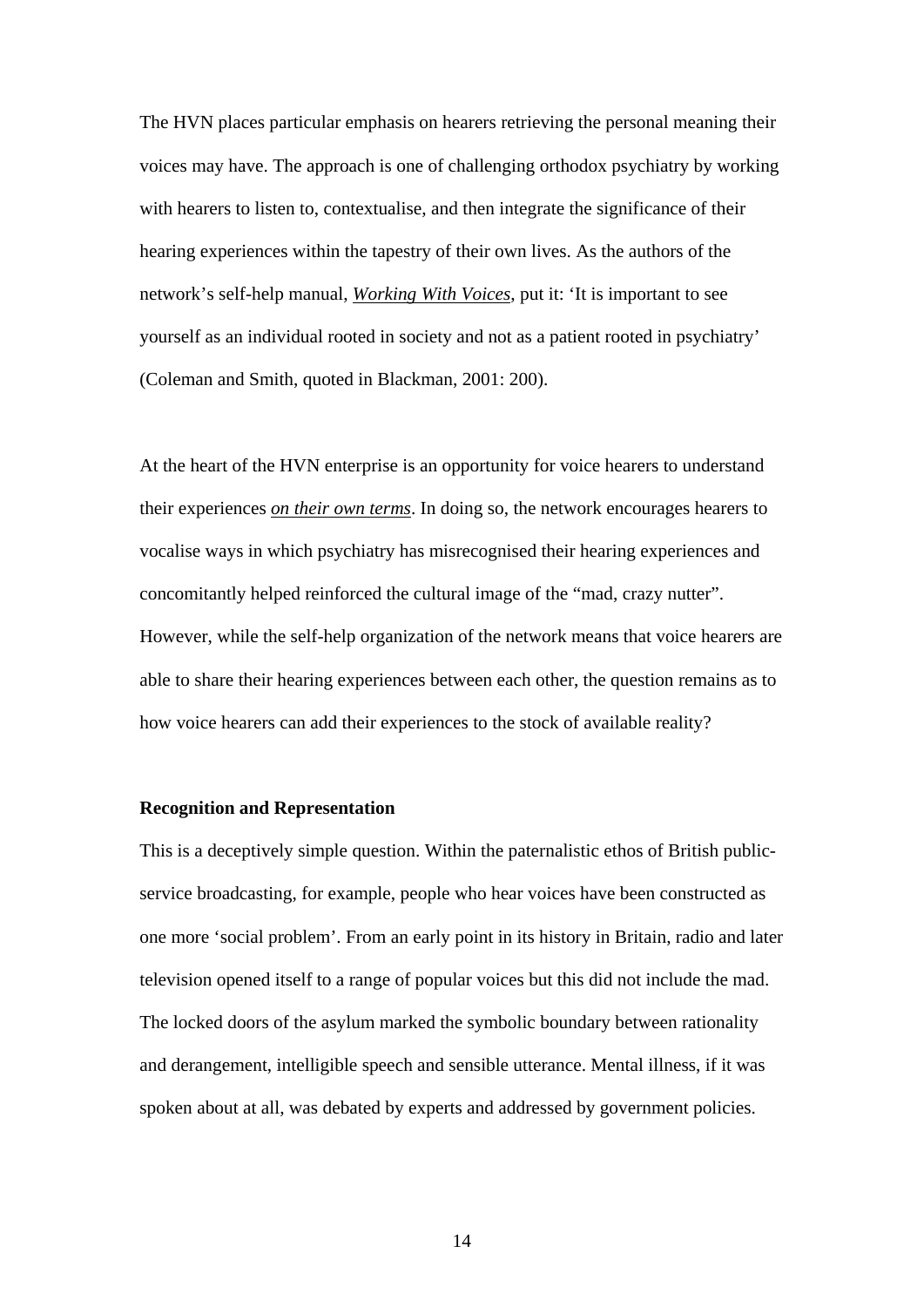The HVN places particular emphasis on hearers retrieving the personal meaning their voices may have. The approach is one of challenging orthodox psychiatry by working with hearers to listen to, contextualise, and then integrate the significance of their hearing experiences within the tapestry of their own lives. As the authors of the network's self-help manual, *Working With Voices*, put it: 'It is important to see yourself as an individual rooted in society and not as a patient rooted in psychiatry' (Coleman and Smith, quoted in Blackman, 2001: 200).

At the heart of the HVN enterprise is an opportunity for voice hearers to understand their experiences *on their own terms*. In doing so, the network encourages hearers to vocalise ways in which psychiatry has misrecognised their hearing experiences and concomitantly helped reinforced the cultural image of the "mad, crazy nutter". However, while the self-help organization of the network means that voice hearers are able to share their hearing experiences between each other, the question remains as to how voice hearers can add their experiences to the stock of available reality?

**Recognition and Representation**

This is a deceptively simple question. Within the paternalistic ethos of British public-service broadcasting, for example, people who hear voices have been constructed as one more 'social problem'. From an early point in its history in Britain, radio and later television opened itself to a range of popular voices but this did not include the mad. The locked doors of the asylum marked the symbolic boundary between rationality and derangement, intelligible speech and sensible utterance. Mental illness, if it was spoken about at all, was debated by experts and addressed by government policies.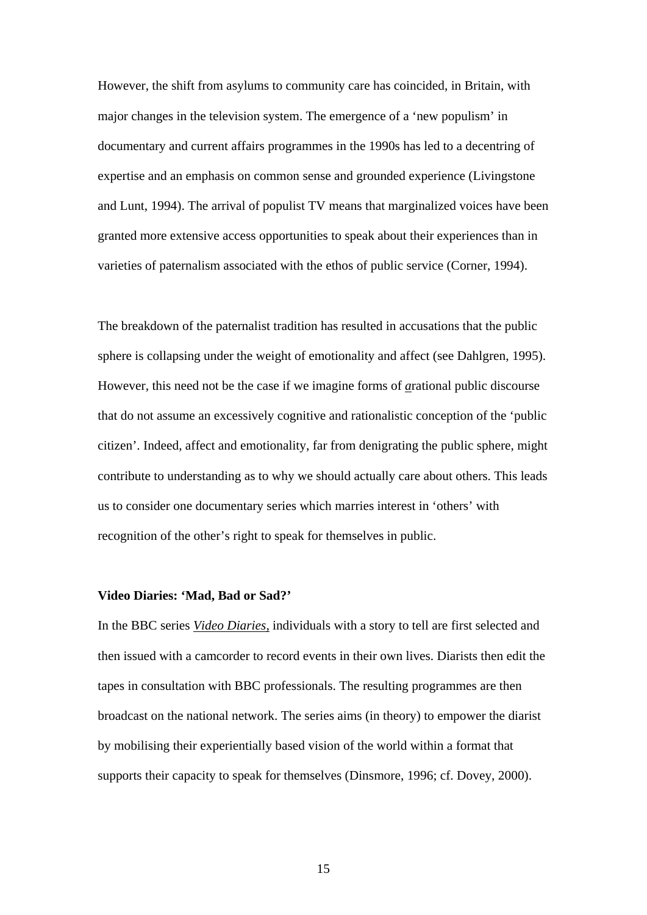However, the shift from asylums to community care has coincided, in Britain, with major changes in the television system. The emergence of a 'new populism' in documentary and current affairs programmes in the 1990s has led to a decentring of expertise and an emphasis on common sense and grounded experience (Livingstone and Lunt, 1994). The arrival of populist TV means that marginalized voices have been granted more extensive access opportunities to speak about their experiences than in varieties of paternalism associated with the ethos of public service (Corner, 1994).

The breakdown of the paternalist tradition has resulted in accusations that the public sphere is collapsing under the weight of emotionality and affect (see Dahlgren, 1995). However, this need not be the case if we imagine forms of *a*rational public discourse that do not assume an excessively cognitive and rationalistic conception of the 'public citizen'. Indeed, affect and emotionality, far from denigrating the public sphere, might contribute to understanding as to why we should actually care about others. This leads us to consider one documentary series which marries interest in 'others' with recognition of the other's right to speak for themselves in public.

**Video Diaries: 'Mad, Bad or Sad?'**

In the BBC series *Video Diaries*, individuals with a story to tell are first selected and then issued with a camcorder to record events in their own lives. Diarists then edit the tapes in consultation with BBC professionals. The resulting programmes are then broadcast on the national network. The series aims (in theory) to empower the diarist by mobilising their experientially based vision of the world within a format that supports their capacity to speak for themselves (Dinsmore, 1996; cf. Dovey, 2000).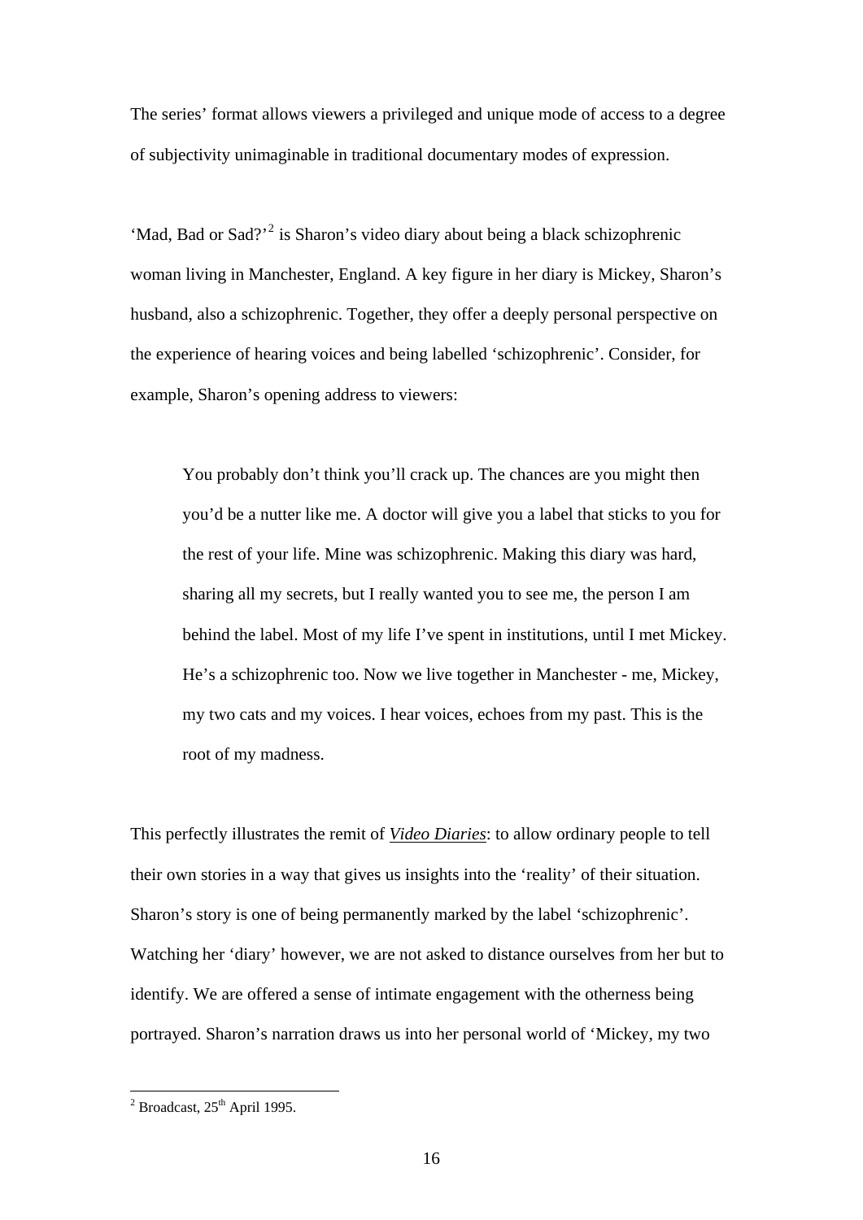The series' format allows viewers a privileged and unique mode of access to a degree of subjectivity unimaginable in traditional documentary modes of expression.

'Mad, Bad or Sad?'[2] is Sharon's video diary about being a black schizophrenic woman living in Manchester, England. A key figure in her diary is Mickey, Sharon's husband, also a schizophrenic. Together, they offer a deeply personal perspective on the experience of hearing voices and being labelled 'schizophrenic'. Consider, for example, Sharon's opening address to viewers:

> You probably don't think you'll crack up. The chances are you might then you'd be a nutter like me. A doctor will give you a label that sticks to you for the rest of your life. Mine was schizophrenic. Making this diary was hard, sharing all my secrets, but I really wanted you to see me, the person I am behind the label. Most of my life I've spent in institutions, until I met Mickey. He's a schizophrenic too. Now we live together in Manchester - me, Mickey, my two cats and my voices. I hear voices, echoes from my past. This is the root of my madness.

This perfectly illustrates the remit of *Video Diaries*: to allow ordinary people to tell their own stories in a way that gives us insights into the 'reality' of their situation. Sharon's story is one of being permanently marked by the label 'schizophrenic'. Watching her 'diary' however, we are not asked to distance ourselves from her but to identify. We are offered a sense of intimate engagement with the otherness being portrayed. Sharon's narration draws us into her personal world of 'Mickey, my two

[2] Broadcast, 25th April 1995.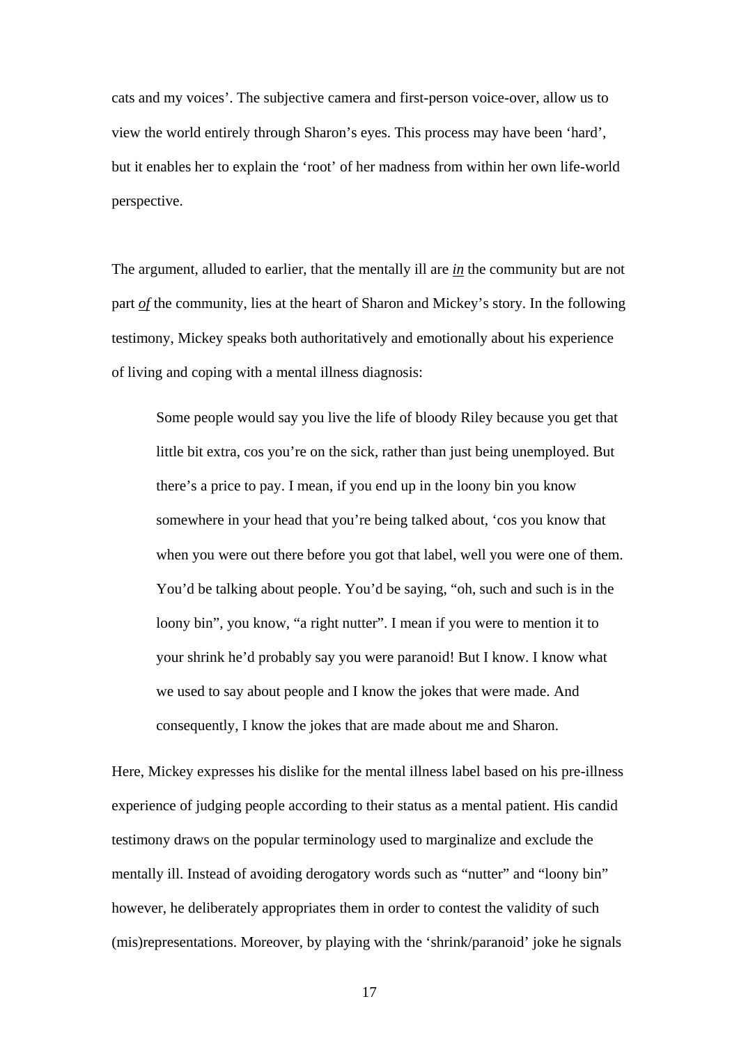cats and my voices'. The subjective camera and first-person voice-over, allow us to view the world entirely through Sharon's eyes. This process may have been 'hard', but it enables her to explain the 'root' of her madness from within her own life-world perspective.

The argument, alluded to earlier, that the mentally ill are ***in*** the community but are not part ***of*** the community, lies at the heart of Sharon and Mickey's story. In the following testimony, Mickey speaks both authoritatively and emotionally about his experience of living and coping with a mental illness diagnosis:

> Some people would say you live the life of bloody Riley because you get that little bit extra, cos you're on the sick, rather than just being unemployed. But there's a price to pay. I mean, if you end up in the loony bin you know somewhere in your head that you're being talked about, 'cos you know that when you were out there before you got that label, well you were one of them. You'd be talking about people. You'd be saying, "oh, such and such is in the loony bin", you know, "a right nutter". I mean if you were to mention it to your shrink he'd probably say you were paranoid! But I know. I know what we used to say about people and I know the jokes that were made. And consequently, I know the jokes that are made about me and Sharon.

Here, Mickey expresses his dislike for the mental illness label based on his pre-illness experience of judging people according to their status as a mental patient. His candid testimony draws on the popular terminology used to marginalize and exclude the mentally ill. Instead of avoiding derogatory words such as "nutter" and "loony bin" however, he deliberately appropriates them in order to contest the validity of such (mis)representations. Moreover, by playing with the 'shrink/paranoid' joke he signals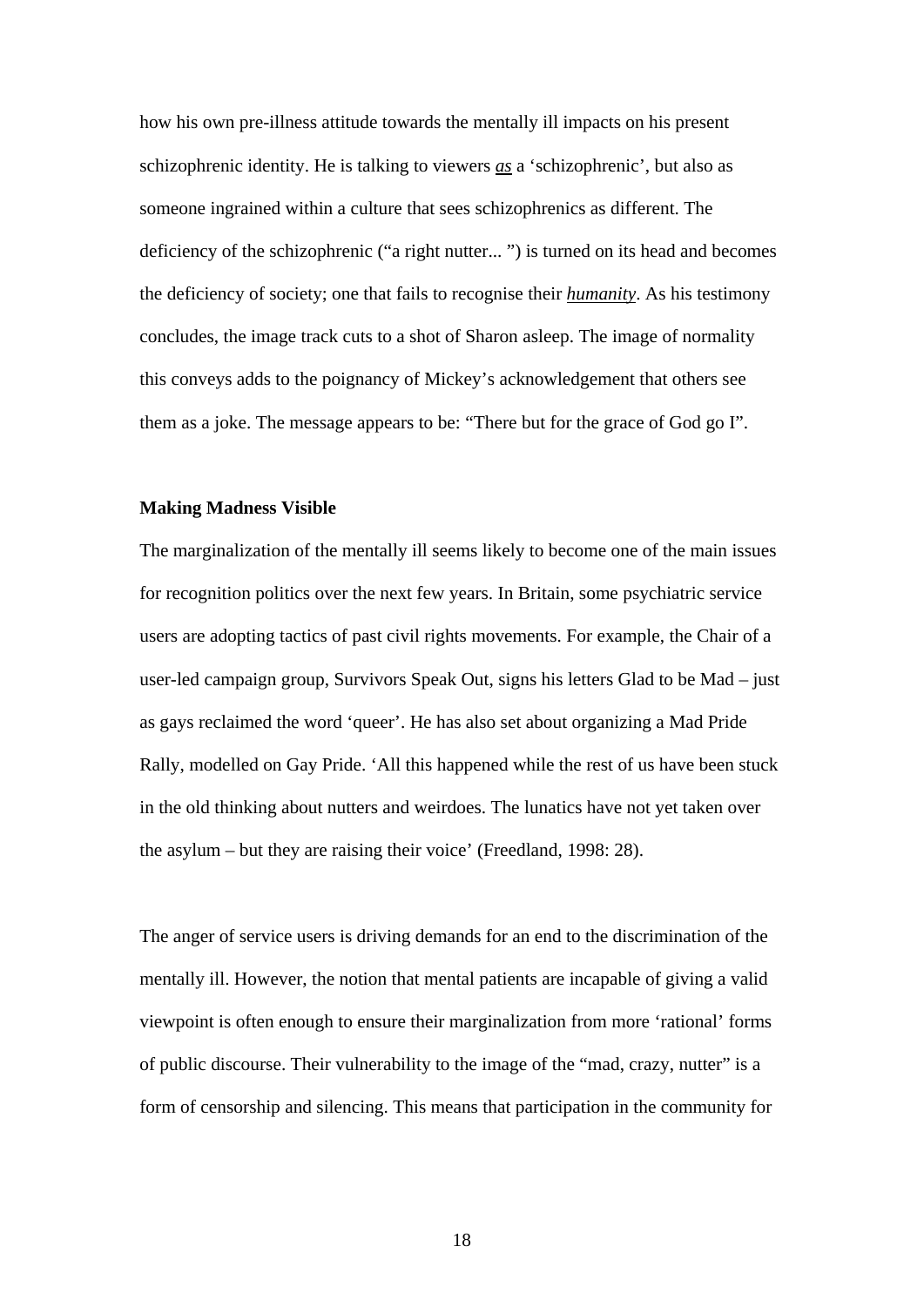how his own pre-illness attitude towards the mentally ill impacts on his present schizophrenic identity. He is talking to viewers ***as*** a 'schizophrenic', but also as someone ingrained within a culture that sees schizophrenics as different. The deficiency of the schizophrenic ("a right nutter... ") is turned on its head and becomes the deficiency of society; one that fails to recognise their ***humanity***. As his testimony concludes, the image track cuts to a shot of Sharon asleep. The image of normality this conveys adds to the poignancy of Mickey's acknowledgement that others see them as a joke. The message appears to be: "There but for the grace of God go I".

**Making Madness Visible**

The marginalization of the mentally ill seems likely to become one of the main issues for recognition politics over the next few years. In Britain, some psychiatric service users are adopting tactics of past civil rights movements. For example, the Chair of a user-led campaign group, Survivors Speak Out, signs his letters Glad to be Mad – just as gays reclaimed the word 'queer'. He has also set about organizing a Mad Pride Rally, modelled on Gay Pride. 'All this happened while the rest of us have been stuck in the old thinking about nutters and weirdoes. The lunatics have not yet taken over the asylum – but they are raising their voice' (Freedland, 1998: 28).

The anger of service users is driving demands for an end to the discrimination of the mentally ill. However, the notion that mental patients are incapable of giving a valid viewpoint is often enough to ensure their marginalization from more 'rational' forms of public discourse. Their vulnerability to the image of the "mad, crazy, nutter" is a form of censorship and silencing. This means that participation in the community for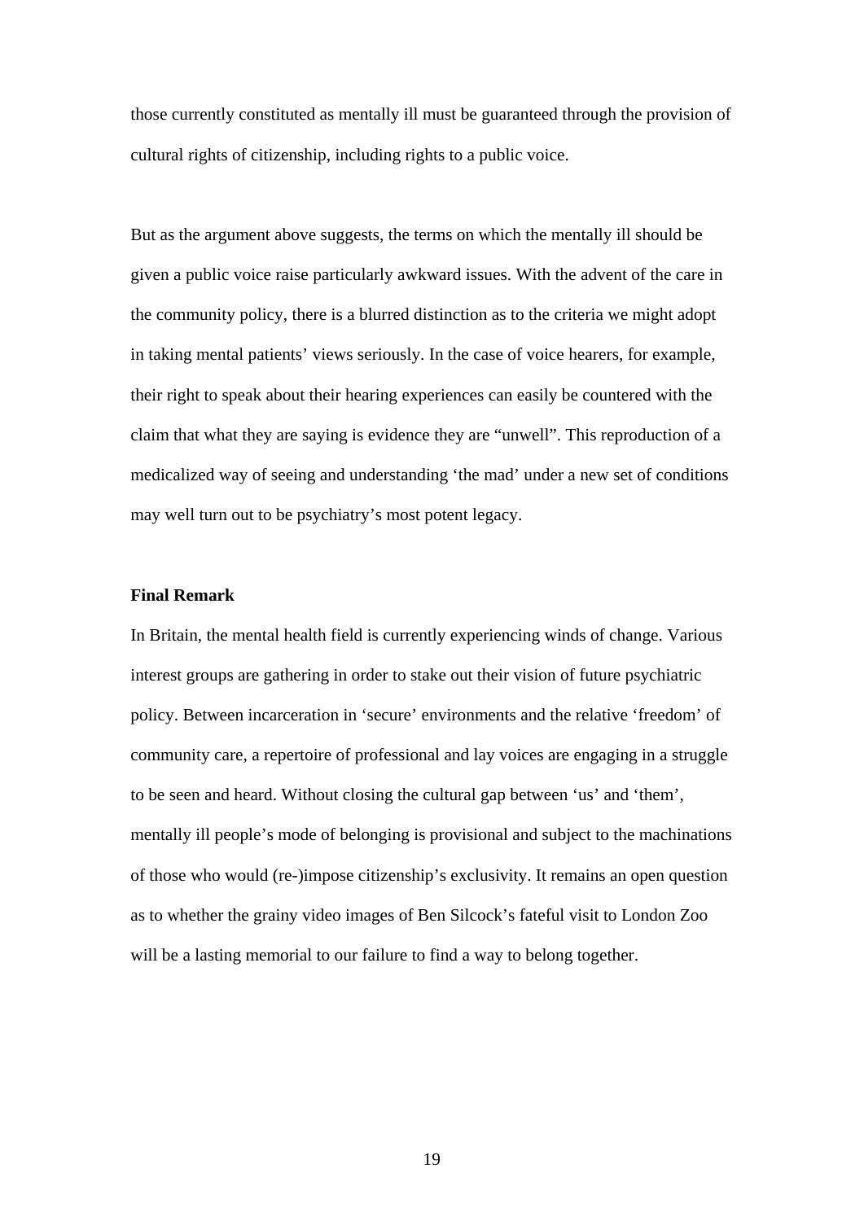those currently constituted as mentally ill must be guaranteed through the provision of cultural rights of citizenship, including rights to a public voice.

But as the argument above suggests, the terms on which the mentally ill should be given a public voice raise particularly awkward issues. With the advent of the care in the community policy, there is a blurred distinction as to the criteria we might adopt in taking mental patients' views seriously. In the case of voice hearers, for example, their right to speak about their hearing experiences can easily be countered with the claim that what they are saying is evidence they are "unwell". This reproduction of a medicalized way of seeing and understanding 'the mad' under a new set of conditions may well turn out to be psychiatry's most potent legacy.

**Final Remark**

In Britain, the mental health field is currently experiencing winds of change. Various interest groups are gathering in order to stake out their vision of future psychiatric policy. Between incarceration in 'secure' environments and the relative 'freedom' of community care, a repertoire of professional and lay voices are engaging in a struggle to be seen and heard. Without closing the cultural gap between 'us' and 'them', mentally ill people's mode of belonging is provisional and subject to the machinations of those who would (re-)impose citizenship's exclusivity. It remains an open question as to whether the grainy video images of Ben Silcock's fateful visit to London Zoo will be a lasting memorial to our failure to find a way to belong together.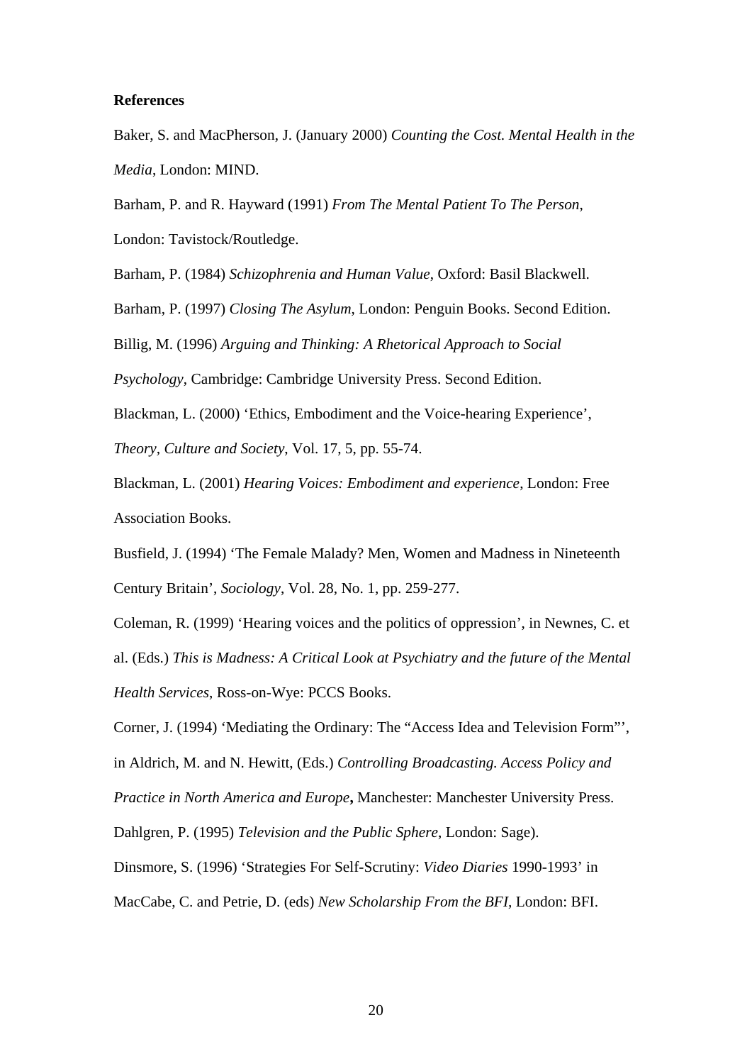**References**

Baker, S. and MacPherson, J. (January 2000) *Counting the Cost. Mental Health in the Media*, London: MIND.

Barham, P. and R. Hayward (1991) *From The Mental Patient To The Person*, London: Tavistock/Routledge.

Barham, P. (1984) *Schizophrenia and Human Value*, Oxford: Basil Blackwell.

Barham, P. (1997) *Closing The Asylum*, London: Penguin Books. Second Edition.

Billig, M. (1996) *Arguing and Thinking: A Rhetorical Approach to Social Psychology*, Cambridge: Cambridge University Press. Second Edition.

Blackman, L. (2000) 'Ethics, Embodiment and the Voice-hearing Experience', *Theory, Culture and Society*, Vol. 17, 5, pp. 55-74.

Blackman, L. (2001) *Hearing Voices: Embodiment and experience*, London: Free Association Books.

Busfield, J. (1994) 'The Female Malady? Men, Women and Madness in Nineteenth Century Britain', *Sociology*, Vol. 28, No. 1, pp. 259-277.

Coleman, R. (1999) 'Hearing voices and the politics of oppression', in Newnes, C. et al. (Eds.) *This is Madness: A Critical Look at Psychiatry and the future of the Mental Health Services*, Ross-on-Wye: PCCS Books.

Corner, J. (1994) 'Mediating the Ordinary: The "Access Idea and Television Form"', in Aldrich, M. and N. Hewitt, (Eds.) *Controlling Broadcasting. Access Policy and Practice in North America and Europe*, Manchester: Manchester University Press.

Dahlgren, P. (1995) *Television and the Public Sphere*, London: Sage).

Dinsmore, S. (1996) 'Strategies For Self-Scrutiny: *Video Diaries* 1990-1993' in MacCabe, C. and Petrie, D. (eds) *New Scholarship From the BFI*, London: BFI.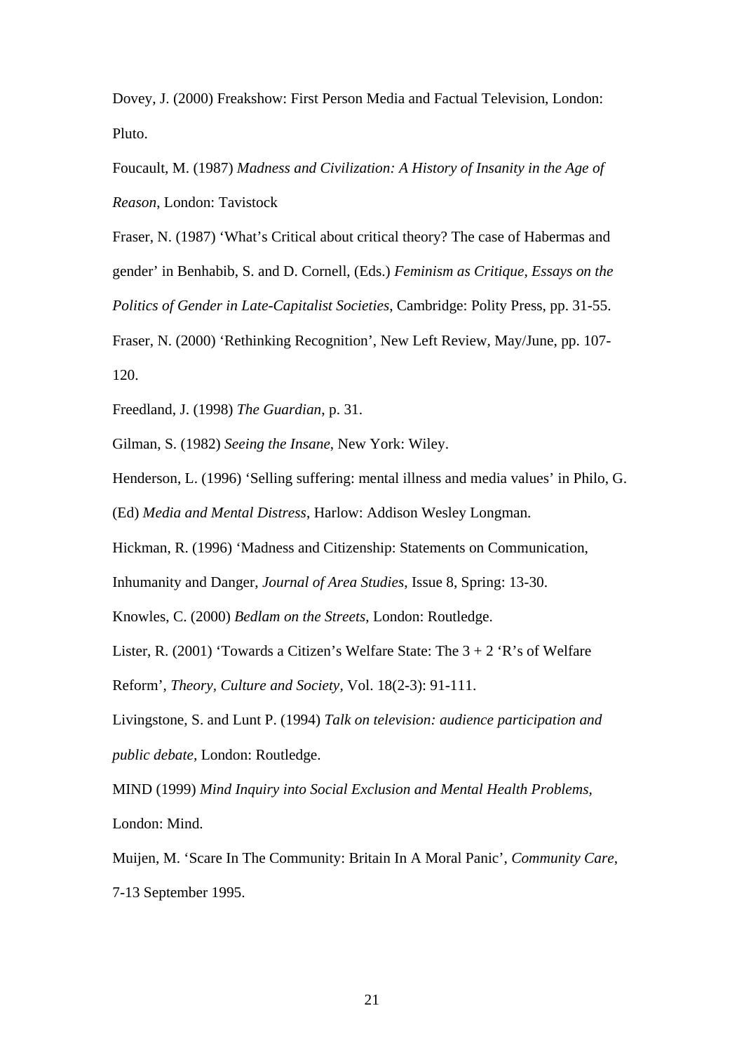Dovey, J. (2000) Freakshow: First Person Media and Factual Television, London: Pluto.

Foucault, M. (1987) *Madness and Civilization: A History of Insanity in the Age of Reason*, London: Tavistock

Fraser, N. (1987) 'What's Critical about critical theory? The case of Habermas and gender' in Benhabib, S. and D. Cornell, (Eds.) *Feminism as Critique, Essays on the Politics of Gender in Late-Capitalist Societies*, Cambridge: Polity Press, pp. 31-55.

Fraser, N. (2000) 'Rethinking Recognition', New Left Review, May/June, pp. 107-120.

Freedland, J. (1998) *The Guardian*, p. 31.

Gilman, S. (1982) *Seeing the Insane*, New York: Wiley.

Henderson, L. (1996) 'Selling suffering: mental illness and media values' in Philo, G. (Ed) *Media and Mental Distress*, Harlow: Addison Wesley Longman.

Hickman, R. (1996) 'Madness and Citizenship: Statements on Communication, Inhumanity and Danger, *Journal of Area Studies*, Issue 8, Spring: 13-30.

Knowles, C. (2000) *Bedlam on the Streets*, London: Routledge.

Lister, R. (2001) 'Towards a Citizen's Welfare State: The 3 + 2 'R's of Welfare Reform', *Theory, Culture and Society*, Vol. 18(2-3): 91-111.

Livingstone, S. and Lunt P. (1994) *Talk on television: audience participation and public debate*, London: Routledge.

MIND (1999) *Mind Inquiry into Social Exclusion and Mental Health Problems*, London: Mind.

Muijen, M. 'Scare In The Community: Britain In A Moral Panic', *Community Care*, 7-13 September 1995.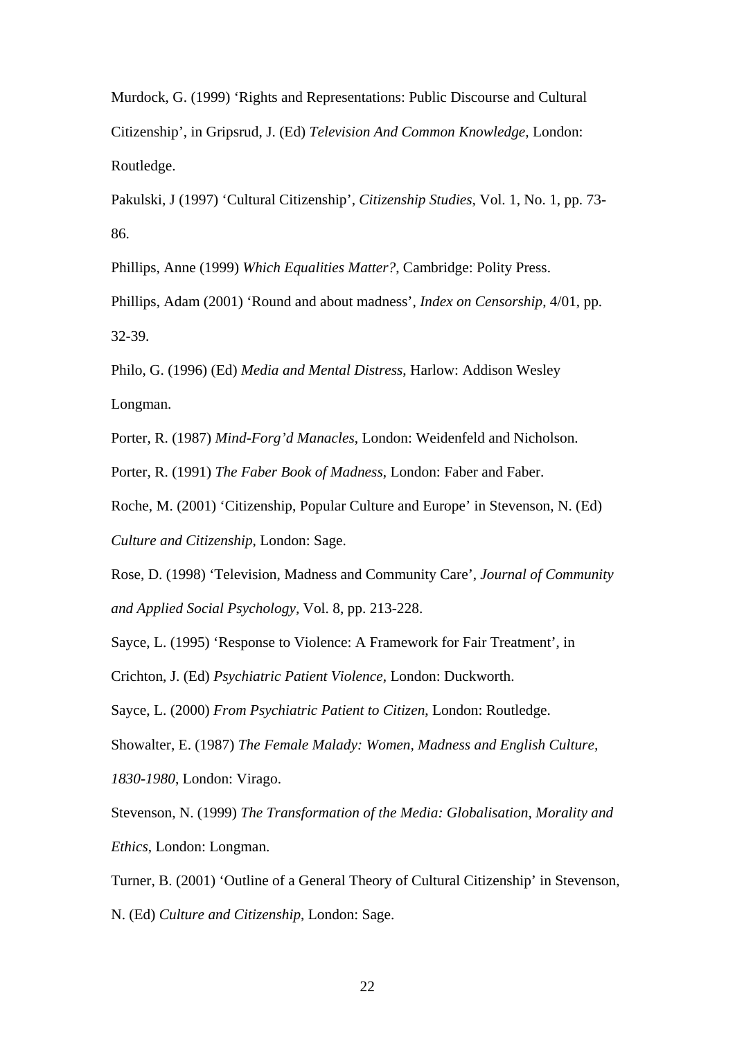Murdock, G. (1999) ‘Rights and Representations: Public Discourse and Cultural Citizenship’, in Gripsrud, J. (Ed) *Television And Common Knowledge*, London: Routledge.

Pakulski, J (1997) ‘Cultural Citizenship’, *Citizenship Studies*, Vol. 1, No. 1, pp. 73-86.

Phillips, Anne (1999) *Which Equalities Matter?*, Cambridge: Polity Press.

Phillips, Adam (2001) ‘Round and about madness’, *Index on Censorship*, 4/01, pp. 32-39.

Philo, G. (1996) (Ed) *Media and Mental Distress*, Harlow: Addison Wesley Longman.

Porter, R. (1987) *Mind-Forg’d Manacles*, London: Weidenfeld and Nicholson.

Porter, R. (1991) *The Faber Book of Madness*, London: Faber and Faber.

Roche, M. (2001) ‘Citizenship, Popular Culture and Europe’ in Stevenson, N. (Ed) *Culture and Citizenship*, London: Sage.

Rose, D. (1998) ‘Television, Madness and Community Care’, *Journal of Community and Applied Social Psychology*, Vol. 8, pp. 213-228.

Sayce, L. (1995) ‘Response to Violence: A Framework for Fair Treatment’, in Crichton, J. (Ed) *Psychiatric Patient Violence*, London: Duckworth.

Sayce, L. (2000) *From Psychiatric Patient to Citizen*, London: Routledge.

Showalter, E. (1987) *The Female Malady: Women, Madness and English Culture, 1830-1980*, London: Virago.

Stevenson, N. (1999) *The Transformation of the Media: Globalisation, Morality and Ethics*, London: Longman.

Turner, B. (2001) ‘Outline of a General Theory of Cultural Citizenship’ in Stevenson, N. (Ed) *Culture and Citizenship*, London: Sage.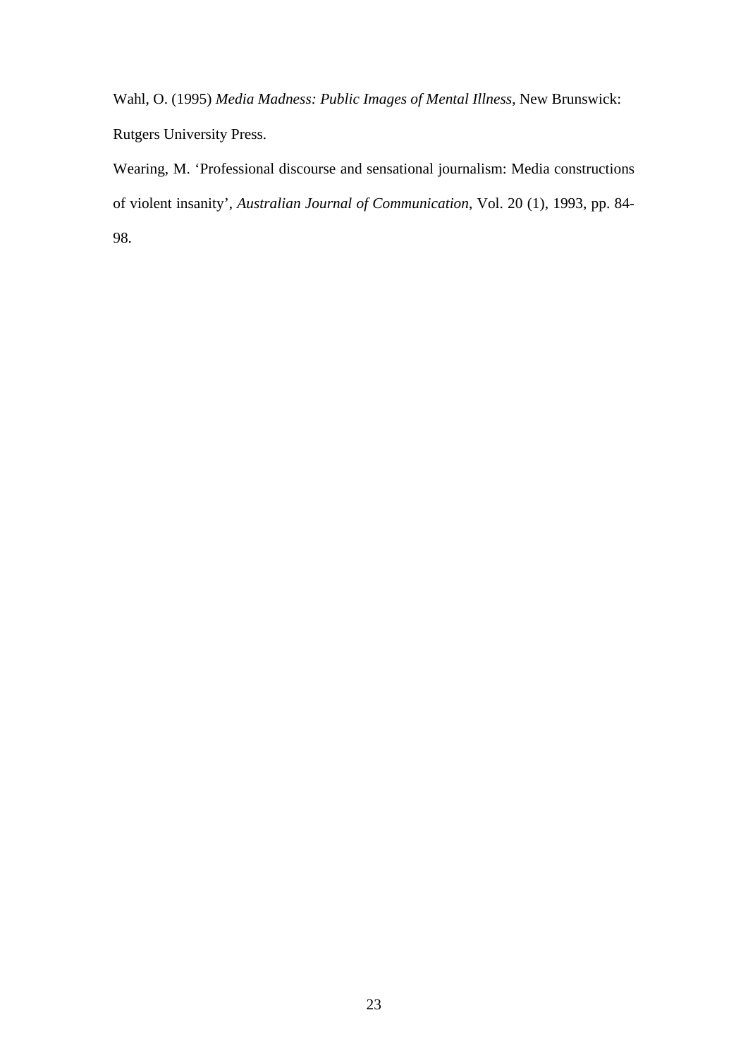Wahl, O. (1995) *Media Madness: Public Images of Mental Illness*, New Brunswick: Rutgers University Press.

Wearing, M. 'Professional discourse and sensational journalism: Media constructions of violent insanity', *Australian Journal of Communication*, Vol. 20 (1), 1993, pp. 84-98.